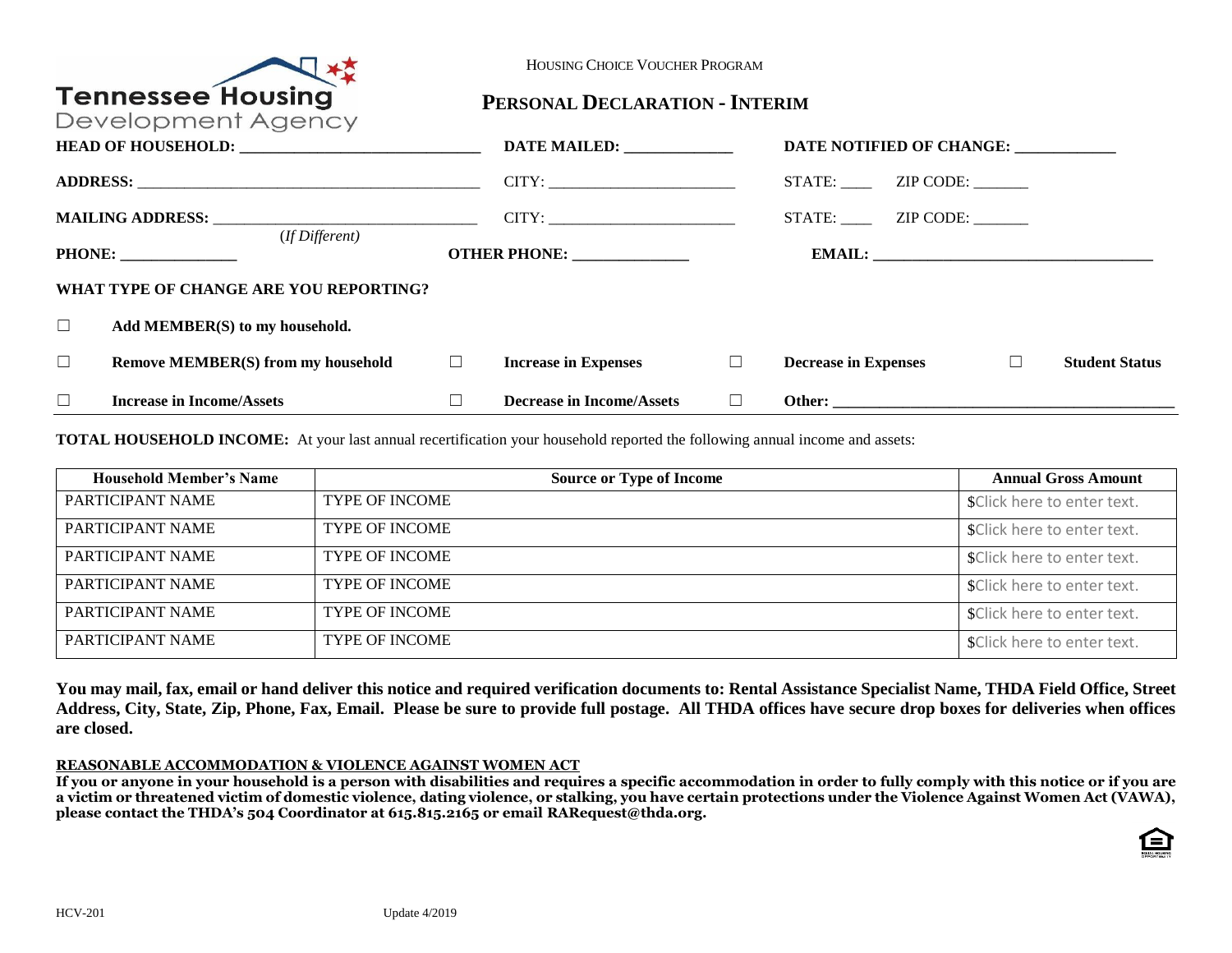Tennessee Housing Development Agency

HOUSING CHOICE VOUCHER PROGRAM

# PERSONAL DECLARATION - INTERIM

**HEAD OF HOUSEHOLD:** ______________________________ **DATE MAILED:** _____________ **DATE NOTIFIED OF CHANGE:** ____________

**ADDRESS:** ____________________________________________ CITY: ________________________ STATE: ____ ZIP CODE: _______

**MAILING ADDRESS:** _________________________________ CITY: ________________________ STATE: ____ ZIP CODE: _______
(*If Different*)

**PHONE:** ______________ **OTHER PHONE:** ______________ **EMAIL:** ___________________________________

**WHAT TYPE OF CHANGE ARE YOU REPORTING?**

☐ **Add MEMBER(S) to my household.**

☐ **Remove MEMBER(S) from my household** ☐ **Increase in Expenses** ☐ **Decrease in Expenses** ☐ **Student Status**

☐ **Increase in Income/Assets** ☐ **Decrease in Income/Assets** ☐ **Other:** ____________________________________________

**TOTAL HOUSEHOLD INCOME:** At your last annual recertification your household reported the following annual income and assets:

| Household Member's Name | Source or Type of Income | Annual Gross Amount |
|---|---|---|
| PARTICIPANT NAME | TYPE OF INCOME | $Click here to enter text. |
| PARTICIPANT NAME | TYPE OF INCOME | $Click here to enter text. |
| PARTICIPANT NAME | TYPE OF INCOME | $Click here to enter text. |
| PARTICIPANT NAME | TYPE OF INCOME | $Click here to enter text. |
| PARTICIPANT NAME | TYPE OF INCOME | $Click here to enter text. |
| PARTICIPANT NAME | TYPE OF INCOME | $Click here to enter text. |

**You may mail, fax, email or hand deliver this notice and required verification documents to: Rental Assistance Specialist Name, THDA Field Office, Street Address, City, State, Zip, Phone, Fax, Email. Please be sure to provide full postage. All THDA offices have secure drop boxes for deliveries when offices are closed.**

**REASONABLE ACCOMMODATION & VIOLENCE AGAINST WOMEN ACT**

**If you or anyone in your household is a person with disabilities and requires a specific accommodation in order to fully comply with this notice or if you are a victim or threatened victim of domestic violence, dating violence, or stalking, you have certain protections under the Violence Against Women Act (VAWA), please contact the THDA's 504 Coordinator at 615.815.2165 or email RARequest@thda.org.**

HCV-201 Update 4/2019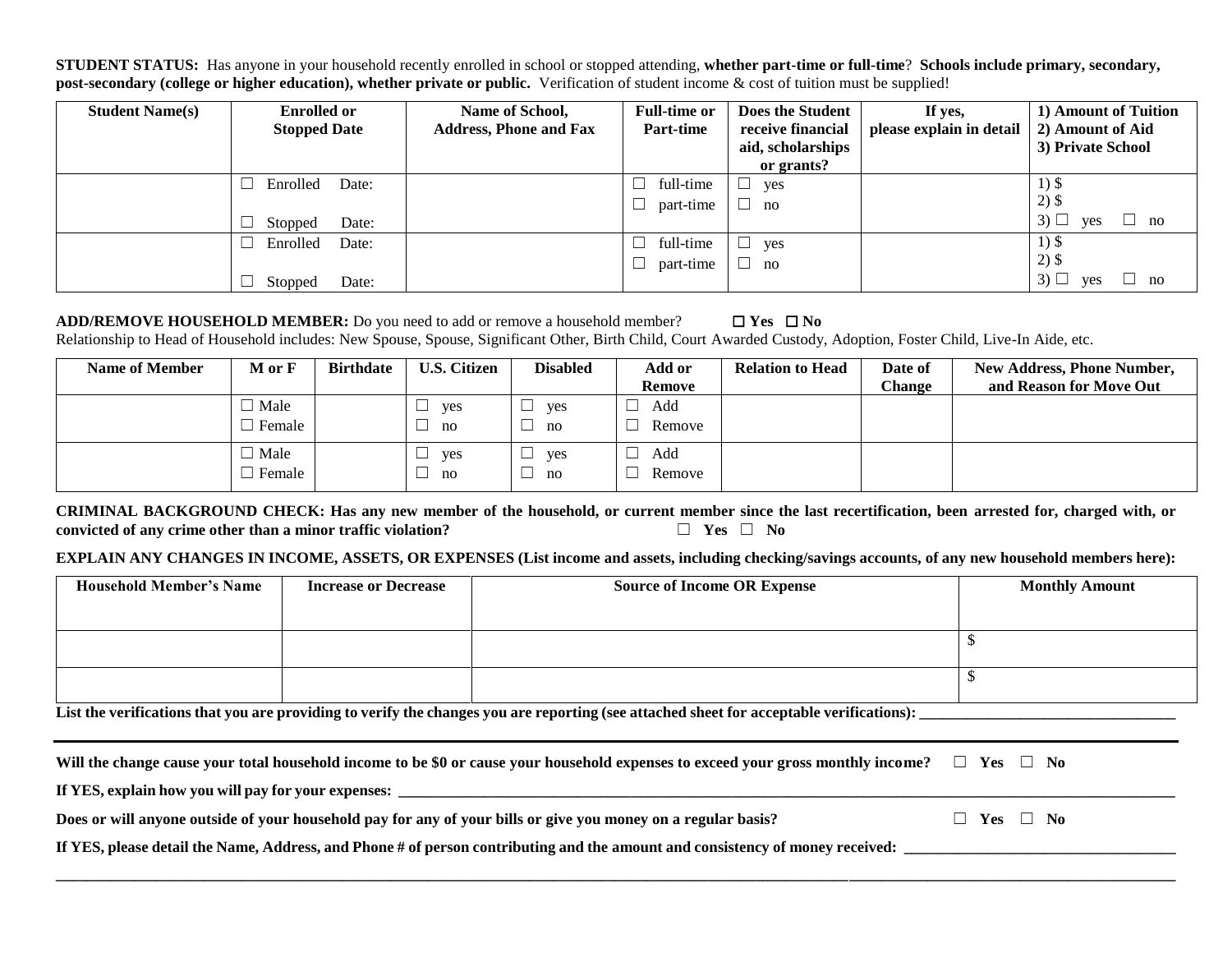**STUDENT STATUS:** Has anyone in your household recently enrolled in school or stopped attending, **whether part-time or full-time**? **Schools include primary, secondary, post-secondary (college or higher education), whether private or public.** Verification of student income & cost of tuition must be supplied!

| Student Name(s) | Enrolled or Stopped Date | Name of School, Address, Phone and Fax | Full-time or Part-time | Does the Student receive financial aid, scholarships or grants? | If yes, please explain in detail | 1) Amount of Tuition 2) Amount of Aid 3) Private School |
|---|---|---|---|---|---|---|
| | ☐ Enrolled Date: ☐ Stopped Date: | | ☐ full-time ☐ part-time | ☐ yes ☐ no | | 1) $ 2) $ 3) ☐ yes ☐ no |
| | ☐ Enrolled Date: ☐ Stopped Date: | | ☐ full-time ☐ part-time | ☐ yes ☐ no | | 1) $ 2) $ 3) ☐ yes ☐ no |

**ADD/REMOVE HOUSEHOLD MEMBER:** Do you need to add or remove a household member? **☐ Yes ☐ No**

Relationship to Head of Household includes: New Spouse, Spouse, Significant Other, Birth Child, Court Awarded Custody, Adoption, Foster Child, Live-In Aide, etc.

| Name of Member | M or F | Birthdate | U.S. Citizen | Disabled | Add or Remove | Relation to Head | Date of Change | New Address, Phone Number, and Reason for Move Out |
|---|---|---|---|---|---|---|---|---|
| | ☐ Male ☐ Female | | ☐ yes ☐ no | ☐ yes ☐ no | ☐ Add ☐ Remove | | | |
| | ☐ Male ☐ Female | | ☐ yes ☐ no | ☐ yes ☐ no | ☐ Add ☐ Remove | | | |

**CRIMINAL BACKGROUND CHECK: Has any new member of the household, or current member since the last recertification, been arrested for, charged with, or convicted of any crime other than a minor traffic violation?** ☐ **Yes** ☐ **No**

**EXPLAIN ANY CHANGES IN INCOME, ASSETS, OR EXPENSES (List income and assets, including checking/savings accounts, of any new household members here):**

| Household Member's Name | Increase or Decrease | Source of Income OR Expense | Monthly Amount |
|---|---|---|---|
| | | | $ |
| | | | $ |

**List the verifications that you are providing to verify the changes you are reporting (see attached sheet for acceptable verifications):** ________________________________

**Will the change cause your total household income to be $0 or cause your household expenses to exceed your gross monthly income?** ☐ **Yes** ☐ **No**

**If YES, explain how you will pay for your expenses:** ________________________________

**Does or will anyone outside of your household pay for any of your bills or give you money on a regular basis?** ☐ **Yes** ☐ **No**

**If YES, please detail the Name, Address, and Phone # of person contributing and the amount and consistency of money received:** ________________________________

________________________________________________________________________________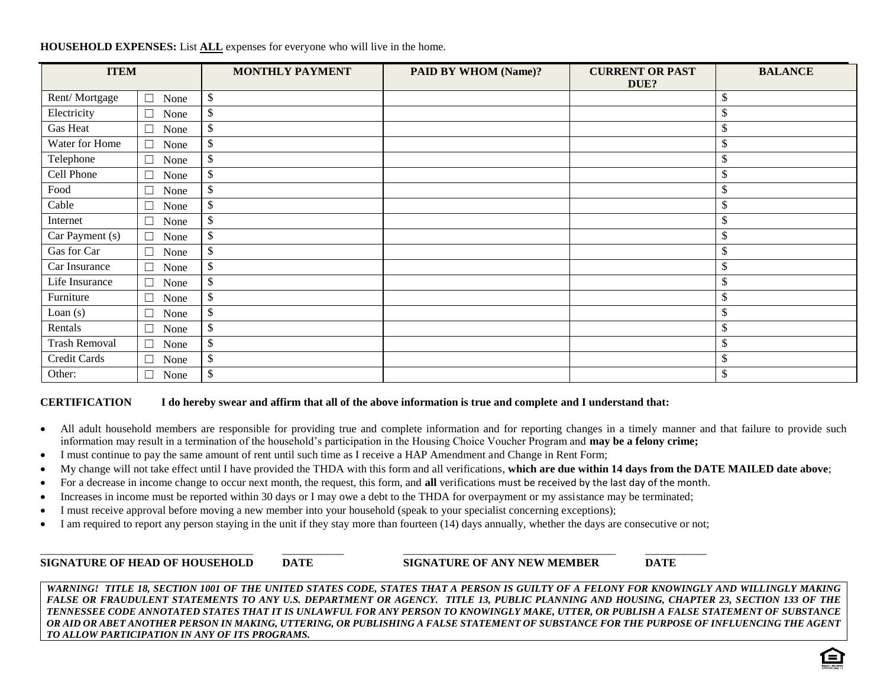**HOUSEHOLD EXPENSES:** List **ALL** expenses for everyone who will live in the home.

| ITEM | | MONTHLY PAYMENT | PAID BY WHOM (Name)? | CURRENT OR PAST DUE? | BALANCE |
|---|---|---|---|---|---|
| Rent/ Mortgage | ☐ None | $ | | | $ |
| Electricity | ☐ None | $ | | | $ |
| Gas Heat | ☐ None | $ | | | $ |
| Water for Home | ☐ None | $ | | | $ |
| Telephone | ☐ None | $ | | | $ |
| Cell Phone | ☐ None | $ | | | $ |
| Food | ☐ None | $ | | | $ |
| Cable | ☐ None | $ | | | $ |
| Internet | ☐ None | $ | | | $ |
| Car Payment (s) | ☐ None | $ | | | $ |
| Gas for Car | ☐ None | $ | | | $ |
| Car Insurance | ☐ None | $ | | | $ |
| Life Insurance | ☐ None | $ | | | $ |
| Furniture | ☐ None | $ | | | $ |
| Loan (s) | ☐ None | $ | | | $ |
| Rentals | ☐ None | $ | | | $ |
| Trash Removal | ☐ None | $ | | | $ |
| Credit Cards | ☐ None | $ | | | $ |
| Other: | ☐ None | $ | | | $ |

**CERTIFICATION** **I do hereby swear and affirm that all of the above information is true and complete and I understand that:**

- All adult household members are responsible for providing true and complete information and for reporting changes in a timely manner and that failure to provide such information may result in a termination of the household's participation in the Housing Choice Voucher Program and **may be a felony crime;**
- I must continue to pay the same amount of rent until such time as I receive a HAP Amendment and Change in Rent Form;
- My change will not take effect until I have provided the THDA with this form and all verifications, **which are due within 14 days from the DATE MAILED date above**;
- For a decrease in income change to occur next month, the request, this form, and **all** verifications must be received by the last day of the month.
- Increases in income must be reported within 30 days or I may owe a debt to the THDA for overpayment or my assistance may be terminated;
- I must receive approval before moving a new member into your household (speak to your specialist concerning exceptions);
- I am required to report any person staying in the unit if they stay more than fourteen (14) days annually, whether the days are consecutive or not;

_________________________________ ___________ _________________________________ ___________

**SIGNATURE OF HEAD OF HOUSEHOLD** **DATE** **SIGNATURE OF ANY NEW MEMBER** **DATE**

***WARNING! TITLE 18, SECTION 1001 OF THE UNITED STATES CODE, STATES THAT A PERSON IS GUILTY OF A FELONY FOR KNOWINGLY AND WILLINGLY MAKING FALSE OR FRAUDULENT STATEMENTS TO ANY U.S. DEPARTMENT OR AGENCY. TITLE 13, PUBLIC PLANNING AND HOUSING, CHAPTER 23, SECTION 133 OF THE TENNESSEE CODE ANNOTATED STATES THAT IT IS UNLAWFUL FOR ANY PERSON TO KNOWINGLY MAKE, UTTER, OR PUBLISH A FALSE STATEMENT OF SUBSTANCE OR AID OR ABET ANOTHER PERSON IN MAKING, UTTERING, OR PUBLISHING A FALSE STATEMENT OF SUBSTANCE FOR THE PURPOSE OF INFLUENCING THE AGENT TO ALLOW PARTICIPATION IN ANY OF ITS PROGRAMS.***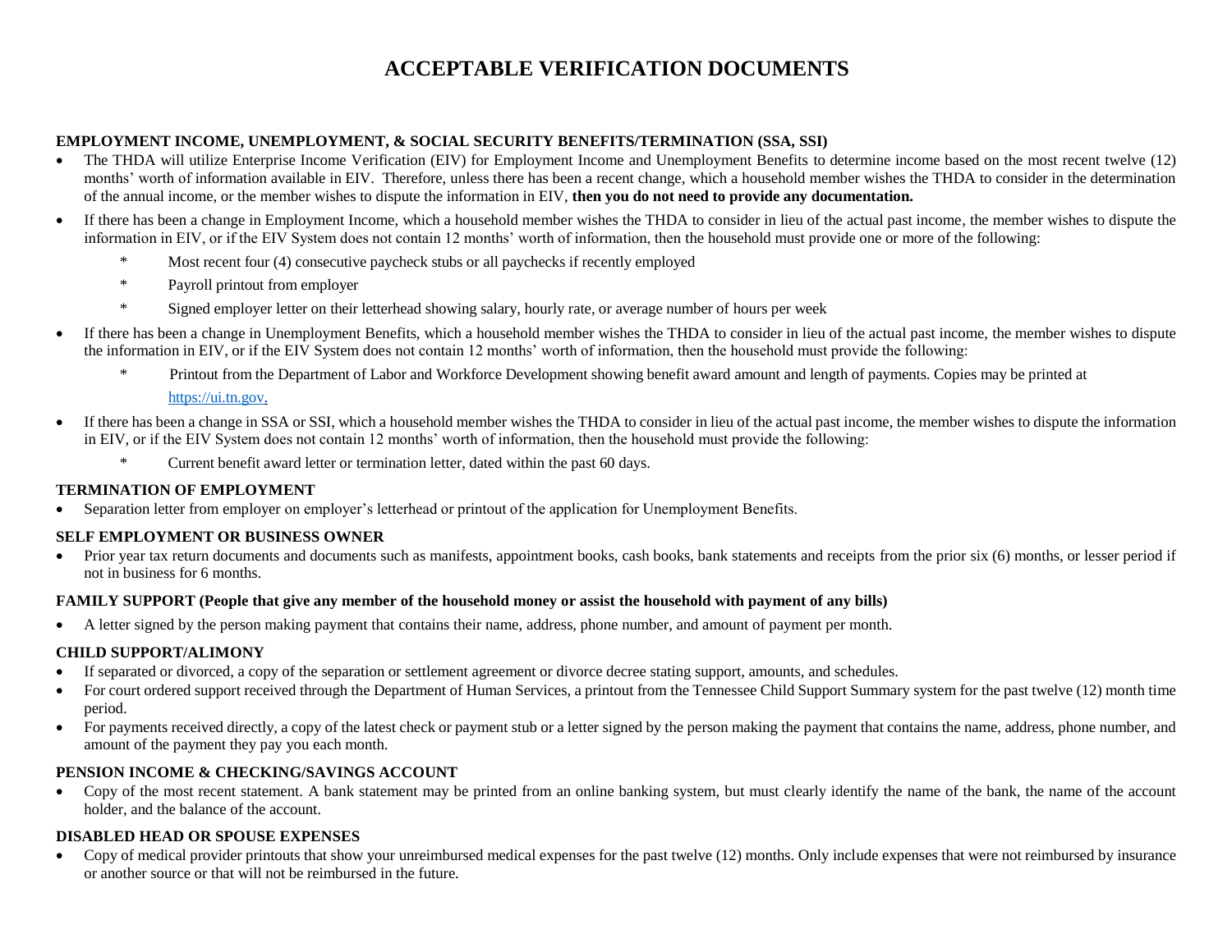# ACCEPTABLE VERIFICATION DOCUMENTS

### EMPLOYMENT INCOME, UNEMPLOYMENT, & SOCIAL SECURITY BENEFITS/TERMINATION (SSA, SSI)

- The THDA will utilize Enterprise Income Verification (EIV) for Employment Income and Unemployment Benefits to determine income based on the most recent twelve (12) months' worth of information available in EIV. Therefore, unless there has been a recent change, which a household member wishes the THDA to consider in the determination of the annual income, or the member wishes to dispute the information in EIV, **then you do not need to provide any documentation.**
- If there has been a change in Employment Income, which a household member wishes the THDA to consider in lieu of the actual past income, the member wishes to dispute the information in EIV, or if the EIV System does not contain 12 months' worth of information, then the household must provide one or more of the following:
  - Most recent four (4) consecutive paycheck stubs or all paychecks if recently employed
  - Payroll printout from employer
  - Signed employer letter on their letterhead showing salary, hourly rate, or average number of hours per week
- If there has been a change in Unemployment Benefits, which a household member wishes the THDA to consider in lieu of the actual past income, the member wishes to dispute the information in EIV, or if the EIV System does not contain 12 months' worth of information, then the household must provide the following:
  - Printout from the Department of Labor and Workforce Development showing benefit award amount and length of payments. Copies may be printed at https://ui.tn.gov.
- If there has been a change in SSA or SSI, which a household member wishes the THDA to consider in lieu of the actual past income, the member wishes to dispute the information in EIV, or if the EIV System does not contain 12 months' worth of information, then the household must provide the following:
  - Current benefit award letter or termination letter, dated within the past 60 days.

### TERMINATION OF EMPLOYMENT

- Separation letter from employer on employer's letterhead or printout of the application for Unemployment Benefits.

### SELF EMPLOYMENT OR BUSINESS OWNER

- Prior year tax return documents and documents such as manifests, appointment books, cash books, bank statements and receipts from the prior six (6) months, or lesser period if not in business for 6 months.

### FAMILY SUPPORT (People that give any member of the household money or assist the household with payment of any bills)

- A letter signed by the person making payment that contains their name, address, phone number, and amount of payment per month.

### CHILD SUPPORT/ALIMONY

- If separated or divorced, a copy of the separation or settlement agreement or divorce decree stating support, amounts, and schedules.
- For court ordered support received through the Department of Human Services, a printout from the Tennessee Child Support Summary system for the past twelve (12) month time period.
- For payments received directly, a copy of the latest check or payment stub or a letter signed by the person making the payment that contains the name, address, phone number, and amount of the payment they pay you each month.

### PENSION INCOME & CHECKING/SAVINGS ACCOUNT

- Copy of the most recent statement. A bank statement may be printed from an online banking system, but must clearly identify the name of the bank, the name of the account holder, and the balance of the account.

### DISABLED HEAD OR SPOUSE EXPENSES

- Copy of medical provider printouts that show your unreimbursed medical expenses for the past twelve (12) months. Only include expenses that were not reimbursed by insurance or another source or that will not be reimbursed in the future.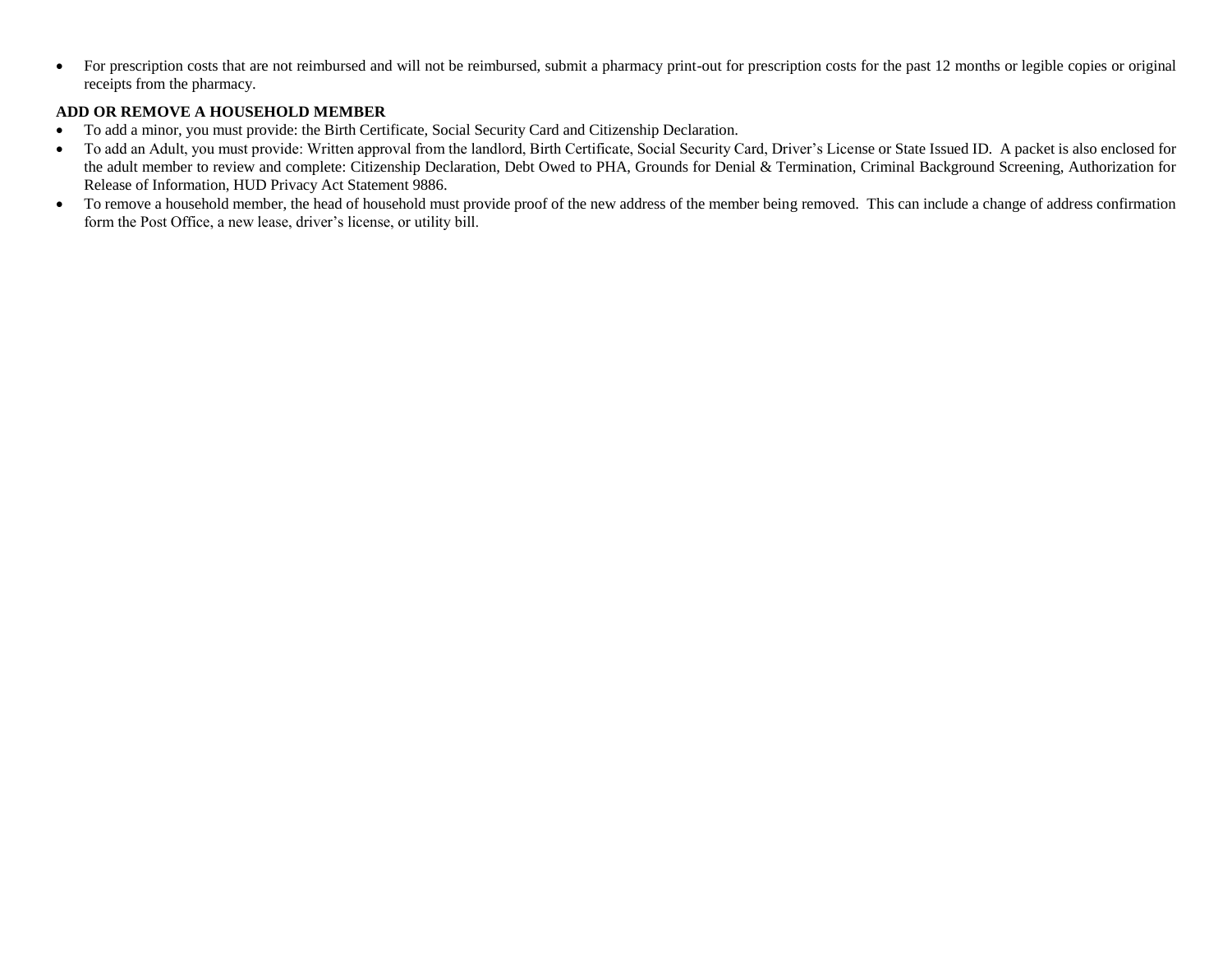- For prescription costs that are not reimbursed and will not be reimbursed, submit a pharmacy print-out for prescription costs for the past 12 months or legible copies or original receipts from the pharmacy.

**ADD OR REMOVE A HOUSEHOLD MEMBER**

- To add a minor, you must provide: the Birth Certificate, Social Security Card and Citizenship Declaration.
- To add an Adult, you must provide: Written approval from the landlord, Birth Certificate, Social Security Card, Driver's License or State Issued ID. A packet is also enclosed for the adult member to review and complete: Citizenship Declaration, Debt Owed to PHA, Grounds for Denial & Termination, Criminal Background Screening, Authorization for Release of Information, HUD Privacy Act Statement 9886.
- To remove a household member, the head of household must provide proof of the new address of the member being removed. This can include a change of address confirmation form the Post Office, a new lease, driver's license, or utility bill.